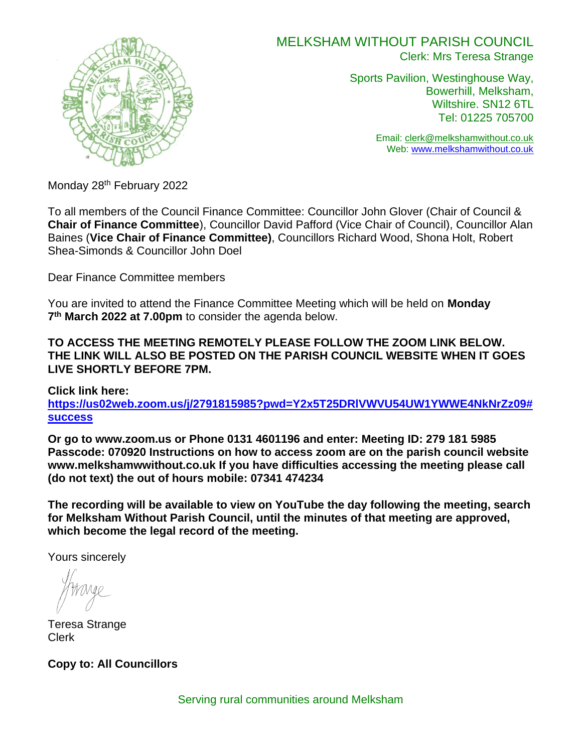MELKSHAM WITHOUT PARISH COUNCIL
Clerk: Mrs Teresa Strange

Sports Pavilion, Westinghouse Way,
Bowerhill, Melksham,
Wiltshire. SN12 6TL
Tel: 01225 705700

Email: clerk@melkshamwithout.co.uk
Web: www.melkshamwithout.co.uk

Monday 28th February 2022

To all members of the Council Finance Committee: Councillor John Glover (Chair of Council & **Chair of Finance Committee**), Councillor David Pafford (Vice Chair of Council), Councillor Alan Baines (**Vice Chair of Finance Committee)**, Councillors Richard Wood, Shona Holt, Robert Shea-Simonds & Councillor John Doel

Dear Finance Committee members

You are invited to attend the Finance Committee Meeting which will be held on **Monday 7th March 2022 at 7.00pm** to consider the agenda below.

**TO ACCESS THE MEETING REMOTELY PLEASE FOLLOW THE ZOOM LINK BELOW. THE LINK WILL ALSO BE POSTED ON THE PARISH COUNCIL WEBSITE WHEN IT GOES LIVE SHORTLY BEFORE 7PM.**

**Click link here:**
**https://us02web.zoom.us/j/2791815985?pwd=Y2x5T25DRlVWVU54UW1YWWE4NkNrZz09#success**

**Or go to www.zoom.us or Phone 0131 4601196 and enter: Meeting ID: 279 181 5985 Passcode: 070920 Instructions on how to access zoom are on the parish council website www.melkshamwwithout.co.uk If you have difficulties accessing the meeting please call (do not text) the out of hours mobile: 07341 474234**

**The recording will be available to view on YouTube the day following the meeting, search for Melksham Without Parish Council, until the minutes of that meeting are approved, which become the legal record of the meeting.**

Yours sincerely

Teresa Strange
Clerk

**Copy to: All Councillors**

Serving rural communities around Melksham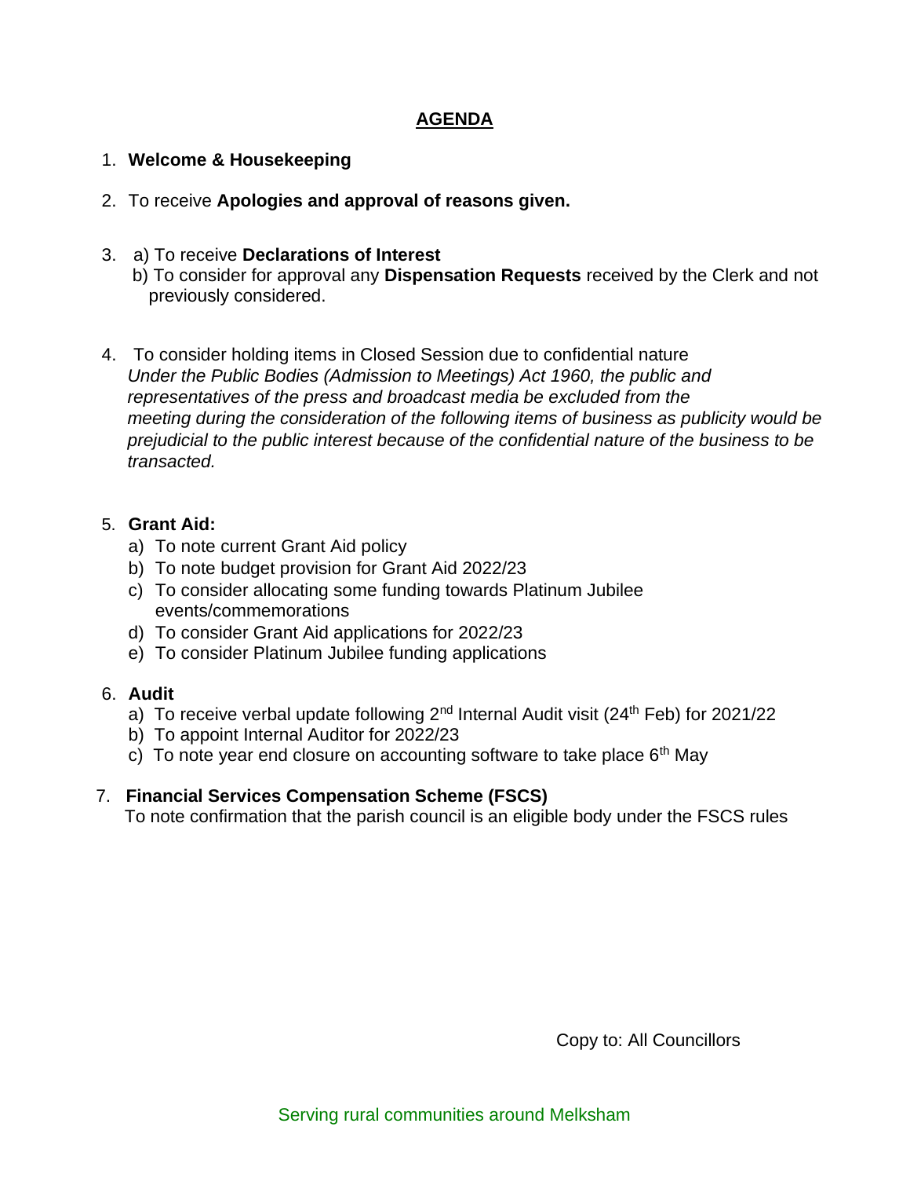## AGENDA

1. **Welcome & Housekeeping**

2. To receive **Apologies and approval of reasons given.**

3. a) To receive **Declarations of Interest**
   b) To consider for approval any **Dispensation Requests** received by the Clerk and not previously considered.

4. To consider holding items in Closed Session due to confidential nature
   *Under the Public Bodies (Admission to Meetings) Act 1960, the public and representatives of the press and broadcast media be excluded from the meeting during the consideration of the following items of business as publicity would be prejudicial to the public interest because of the confidential nature of the business to be transacted.*

5. **Grant Aid:**
   a) To note current Grant Aid policy
   b) To note budget provision for Grant Aid 2022/23
   c) To consider allocating some funding towards Platinum Jubilee events/commemorations
   d) To consider Grant Aid applications for 2022/23
   e) To consider Platinum Jubilee funding applications

6. **Audit**
   a) To receive verbal update following 2nd Internal Audit visit (24th Feb) for 2021/22
   b) To appoint Internal Auditor for 2022/23
   c) To note year end closure on accounting software to take place 6th May

7. **Financial Services Compensation Scheme (FSCS)**
   To note confirmation that the parish council is an eligible body under the FSCS rules

Copy to: All Councillors

Serving rural communities around Melksham